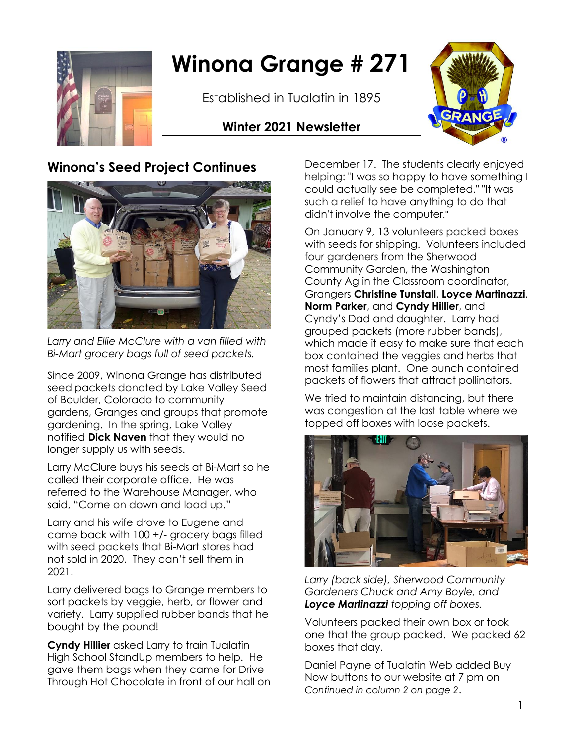# Winona Grange # 271

Established in Tualatin in 1895

**Winter 2021 Newsletter**

## Winona's Seed Project Continues

*Larry and Ellie McClure with a van filled with Bi-Mart grocery bags full of seed packets.*

Since 2009, Winona Grange has distributed seed packets donated by Lake Valley Seed of Boulder, Colorado to community gardens, Granges and groups that promote gardening. In the spring, Lake Valley notified **Dick Naven** that they would no longer supply us with seeds.

Larry McClure buys his seeds at Bi-Mart so he called their corporate office. He was referred to the Warehouse Manager, who said, "Come on down and load up."

Larry and his wife drove to Eugene and came back with 100 +/- grocery bags filled with seed packets that Bi-Mart stores had not sold in 2020. They can't sell them in 2021.

Larry delivered bags to Grange members to sort packets by veggie, herb, or flower and variety. Larry supplied rubber bands that he bought by the pound!

**Cyndy Hillier** asked Larry to train Tualatin High School StandUp members to help. He gave them bags when they came for Drive Through Hot Chocolate in front of our hall on December 17. The students clearly enjoyed helping: "I was so happy to have something I could actually see be completed." "It was such a relief to have anything to do that didn't involve the computer."

On January 9, 13 volunteers packed boxes with seeds for shipping. Volunteers included four gardeners from the Sherwood Community Garden, the Washington County Ag in the Classroom coordinator, Grangers **Christine Tunstall**, **Loyce Martinazzi**, **Norm Parker**, and **Cyndy Hillier**, and Cyndy's Dad and daughter. Larry had grouped packets (more rubber bands), which made it easy to make sure that each box contained the veggies and herbs that most families plant. One bunch contained packets of flowers that attract pollinators.

We tried to maintain distancing, but there was congestion at the last table where we topped off boxes with loose packets.

*Larry (back side), Sherwood Community Gardeners Chuck and Amy Boyle, and **Loyce Martinazzi** topping off boxes.*

Volunteers packed their own box or took one that the group packed. We packed 62 boxes that day.

Daniel Payne of Tualatin Web added Buy Now buttons to our website at 7 pm on

*Continued in column 2 on page 2.*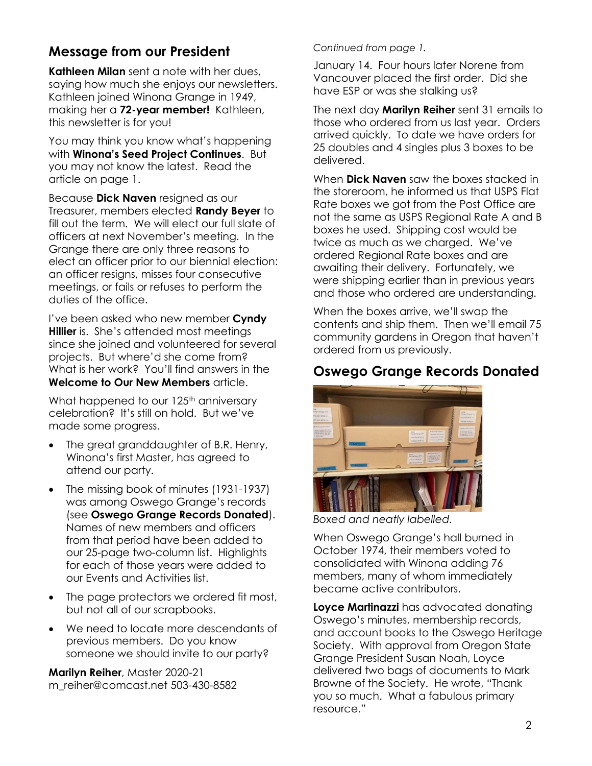## Message from our President

**Kathleen Milan** sent a note with her dues, saying how much she enjoys our newsletters. Kathleen joined Winona Grange in 1949, making her a **72-year member!** Kathleen, this newsletter is for you!

You may think you know what's happening with **Winona's Seed Project Continues**. But you may not know the latest. Read the article on page 1.

Because **Dick Naven** resigned as our Treasurer, members elected **Randy Beyer** to fill out the term. We will elect our full slate of officers at next November's meeting. In the Grange there are only three reasons to elect an officer prior to our biennial election: an officer resigns, misses four consecutive meetings, or fails or refuses to perform the duties of the office.

I've been asked who new member **Cyndy Hillier** is. She's attended most meetings since she joined and volunteered for several projects. But where'd she come from? What is her work? You'll find answers in the **Welcome to Our New Members** article.

What happened to our 125th anniversary celebration? It's still on hold. But we've made some progress.

- The great granddaughter of B.R. Henry, Winona's first Master, has agreed to attend our party.
- The missing book of minutes (1931-1937) was among Oswego Grange's records (see **Oswego Grange Records Donated**). Names of new members and officers from that period have been added to our 25-page two-column list. Highlights for each of those years were added to our Events and Activities list.
- The page protectors we ordered fit most, but not all of our scrapbooks.
- We need to locate more descendants of previous members. Do you know someone we should invite to our party?

**Marilyn Reiher**, Master 2020-21
m_reiher@comcast.net 503-430-8582

*Continued from page 1.*

January 14. Four hours later Norene from Vancouver placed the first order. Did she have ESP or was she stalking us?

The next day **Marilyn Reiher** sent 31 emails to those who ordered from us last year. Orders arrived quickly. To date we have orders for 25 doubles and 4 singles plus 3 boxes to be delivered.

When **Dick Naven** saw the boxes stacked in the storeroom, he informed us that USPS Flat Rate boxes we got from the Post Office are not the same as USPS Regional Rate A and B boxes he used. Shipping cost would be twice as much as we charged. We've ordered Regional Rate boxes and are awaiting their delivery. Fortunately, we were shipping earlier than in previous years and those who ordered are understanding.

When the boxes arrive, we'll swap the contents and ship them. Then we'll email 75 community gardens in Oregon that haven't ordered from us previously.

## Oswego Grange Records Donated

*Boxed and neatly labelled.*

When Oswego Grange's hall burned in October 1974, their members voted to consolidated with Winona adding 76 members, many of whom immediately became active contributors.

**Loyce Martinazzi** has advocated donating Oswego's minutes, membership records, and account books to the Oswego Heritage Society. With approval from Oregon State Grange President Susan Noah, Loyce delivered two bags of documents to Mark Browne of the Society. He wrote, "Thank you so much. What a fabulous primary resource."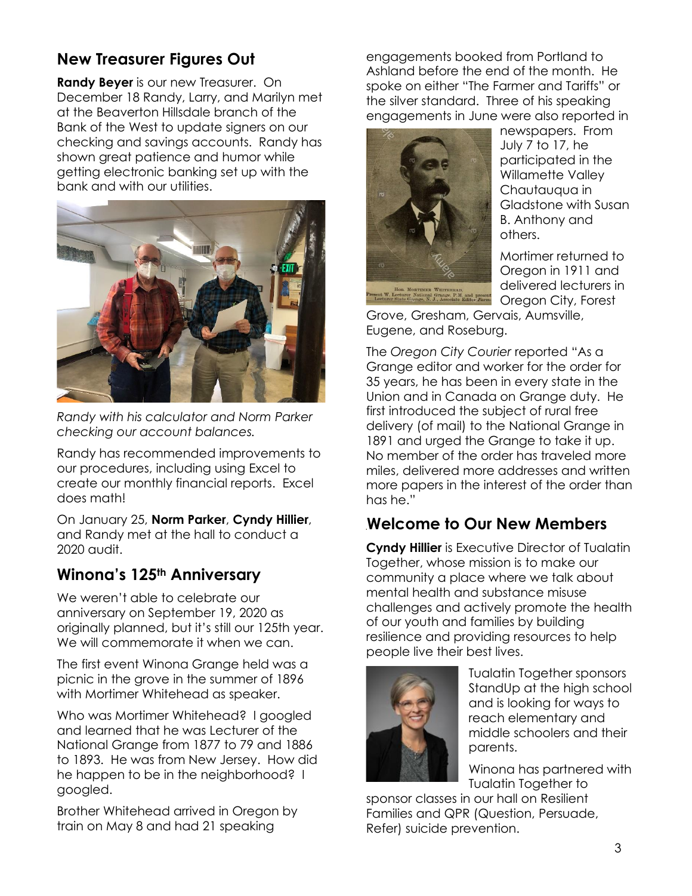## New Treasurer Figures Out

**Randy Beyer** is our new Treasurer. On December 18 Randy, Larry, and Marilyn met at the Beaverton Hillsdale branch of the Bank of the West to update signers on our checking and savings accounts. Randy has shown great patience and humor while getting electronic banking set up with the bank and with our utilities.

*Randy with his calculator and Norm Parker checking our account balances.*

Randy has recommended improvements to our procedures, including using Excel to create our monthly financial reports. Excel does math!

On January 25, **Norm Parker**, **Cyndy Hillier**, and Randy met at the hall to conduct a 2020 audit.

## Winona's 125th Anniversary

We weren't able to celebrate our anniversary on September 19, 2020 as originally planned, but it's still our 125th year. We will commemorate it when we can.

The first event Winona Grange held was a picnic in the grove in the summer of 1896 with Mortimer Whitehead as speaker.

Who was Mortimer Whitehead? I googled and learned that he was Lecturer of the National Grange from 1877 to 79 and 1886 to 1893. He was from New Jersey. How did he happen to be in the neighborhood? I googled.

Brother Whitehead arrived in Oregon by train on May 8 and had 21 speaking engagements booked from Portland to Ashland before the end of the month. He spoke on either "The Farmer and Tariffs" or the silver standard. Three of his speaking engagements in June were also reported in newspapers. From July 7 to 17, he participated in the Willamette Valley Chautauqua in Gladstone with Susan B. Anthony and others.

Hon. Mortimer Whitehead, Present W. Lecturer National Grange, P.M. and present Lecturer State Grange, N. J., Associate Editor Farm...

Mortimer returned to Oregon in 1911 and delivered lecturers in Oregon City, Forest Grove, Gresham, Gervais, Aumsville, Eugene, and Roseburg.

The *Oregon City Courier* reported "As a Grange editor and worker for the order for 35 years, he has been in every state in the Union and in Canada on Grange duty. He first introduced the subject of rural free delivery (of mail) to the National Grange in 1891 and urged the Grange to take it up. No member of the order has traveled more miles, delivered more addresses and written more papers in the interest of the order than has he."

## Welcome to Our New Members

**Cyndy Hillier** is Executive Director of Tualatin Together, whose mission is to make our community a place where we talk about mental health and substance misuse challenges and actively promote the health of our youth and families by building resilience and providing resources to help people live their best lives.

Tualatin Together sponsors StandUp at the high school and is looking for ways to reach elementary and middle schoolers and their parents.

Winona has partnered with Tualatin Together to sponsor classes in our hall on Resilient Families and QPR (Question, Persuade, Refer) suicide prevention.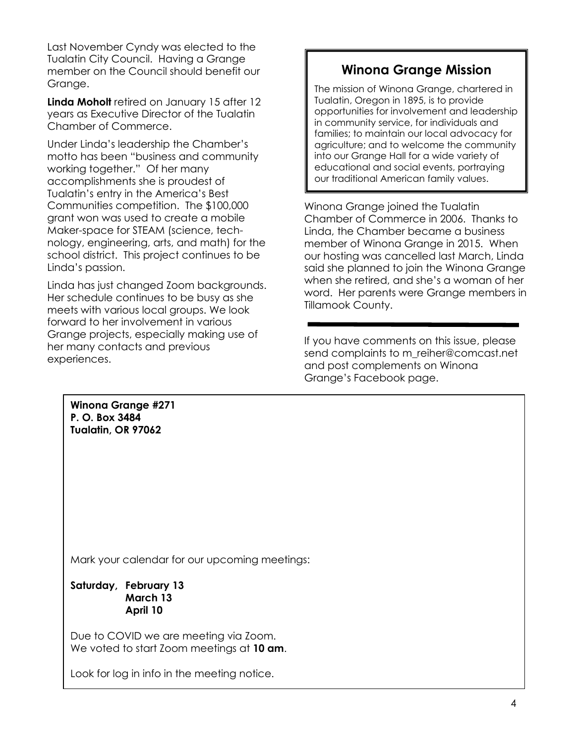Last November Cyndy was elected to the Tualatin City Council. Having a Grange member on the Council should benefit our Grange.

**Linda Moholt** retired on January 15 after 12 years as Executive Director of the Tualatin Chamber of Commerce.

Under Linda's leadership the Chamber's motto has been "business and community working together." Of her many accomplishments she is proudest of Tualatin's entry in the America's Best Communities competition. The $100,000 grant won was used to create a mobile Maker-space for STEAM (science, technology, engineering, arts, and math) for the school district. This project continues to be Linda's passion.

Linda has just changed Zoom backgrounds. Her schedule continues to be busy as she meets with various local groups. We look forward to her involvement in various Grange projects, especially making use of her many contacts and previous experiences.

## Winona Grange Mission

The mission of Winona Grange, chartered in Tualatin, Oregon in 1895, is to provide opportunities for involvement and leadership in community service, for individuals and families; to maintain our local advocacy for agriculture; and to welcome the community into our Grange Hall for a wide variety of educational and social events, portraying our traditional American family values.

Winona Grange joined the Tualatin Chamber of Commerce in 2006. Thanks to Linda, the Chamber became a business member of Winona Grange in 2015. When our hosting was cancelled last March, Linda said she planned to join the Winona Grange when she retired, and she's a woman of her word. Her parents were Grange members in Tillamook County.

---

If you have comments on this issue, please send complaints to m_reiher@comcast.net and post complements on Winona Grange's Facebook page.

**Winona Grange #271**
**P. O. Box 3484**
**Tualatin, OR 97062**

Mark your calendar for our upcoming meetings:

**Saturday, February 13**
**March 13**
**April 10**

Due to COVID we are meeting via Zoom.
We voted to start Zoom meetings at **10 am**.

Look for log in info in the meeting notice.